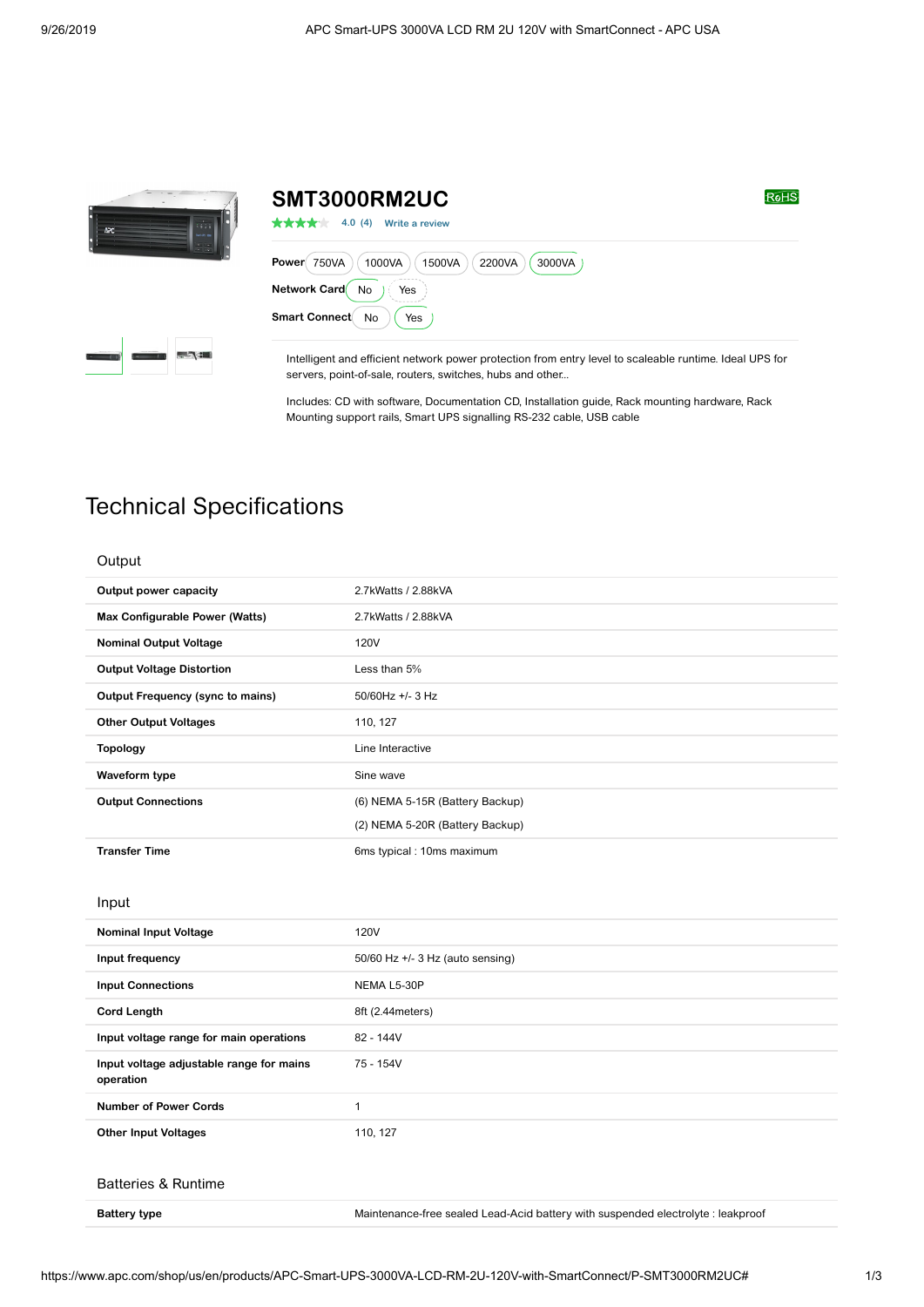# SMT3000RM2UC

RoHS

4.0 (4) Write a review

**Power** 750VA 1000VA 1500VA 2200VA 3000VA

**Network Card** No Yes

**Smart Connect** No Yes

Intelligent and efficient network power protection from entry level to scaleable runtime. Ideal UPS for servers, point-of-sale, routers, switches, hubs and other...

Includes: CD with software, Documentation CD, Installation guide, Rack mounting hardware, Rack Mounting support rails, Smart UPS signalling RS-232 cable, USB cable

## Technical Specifications

### Output

| | |
|---|---|
| **Output power capacity** | 2.7kWatts / 2.88kVA |
| **Max Configurable Power (Watts)** | 2.7kWatts / 2.88kVA |
| **Nominal Output Voltage** | 120V |
| **Output Voltage Distortion** | Less than 5% |
| **Output Frequency (sync to mains)** | 50/60Hz +/- 3 Hz |
| **Other Output Voltages** | 110, 127 |
| **Topology** | Line Interactive |
| **Waveform type** | Sine wave |
| **Output Connections** | (6) NEMA 5-15R (Battery Backup)<br>(2) NEMA 5-20R (Battery Backup) |
| **Transfer Time** | 6ms typical : 10ms maximum |

### Input

| | |
|---|---|
| **Nominal Input Voltage** | 120V |
| **Input frequency** | 50/60 Hz +/- 3 Hz (auto sensing) |
| **Input Connections** | NEMA L5-30P |
| **Cord Length** | 8ft (2.44meters) |
| **Input voltage range for main operations** | 82 - 144V |
| **Input voltage adjustable range for mains operation** | 75 - 154V |
| **Number of Power Cords** | 1 |
| **Other Input Voltages** | 110, 127 |

### Batteries & Runtime

| | |
|---|---|
| **Battery type** | Maintenance-free sealed Lead-Acid battery with suspended electrolyte : leakproof |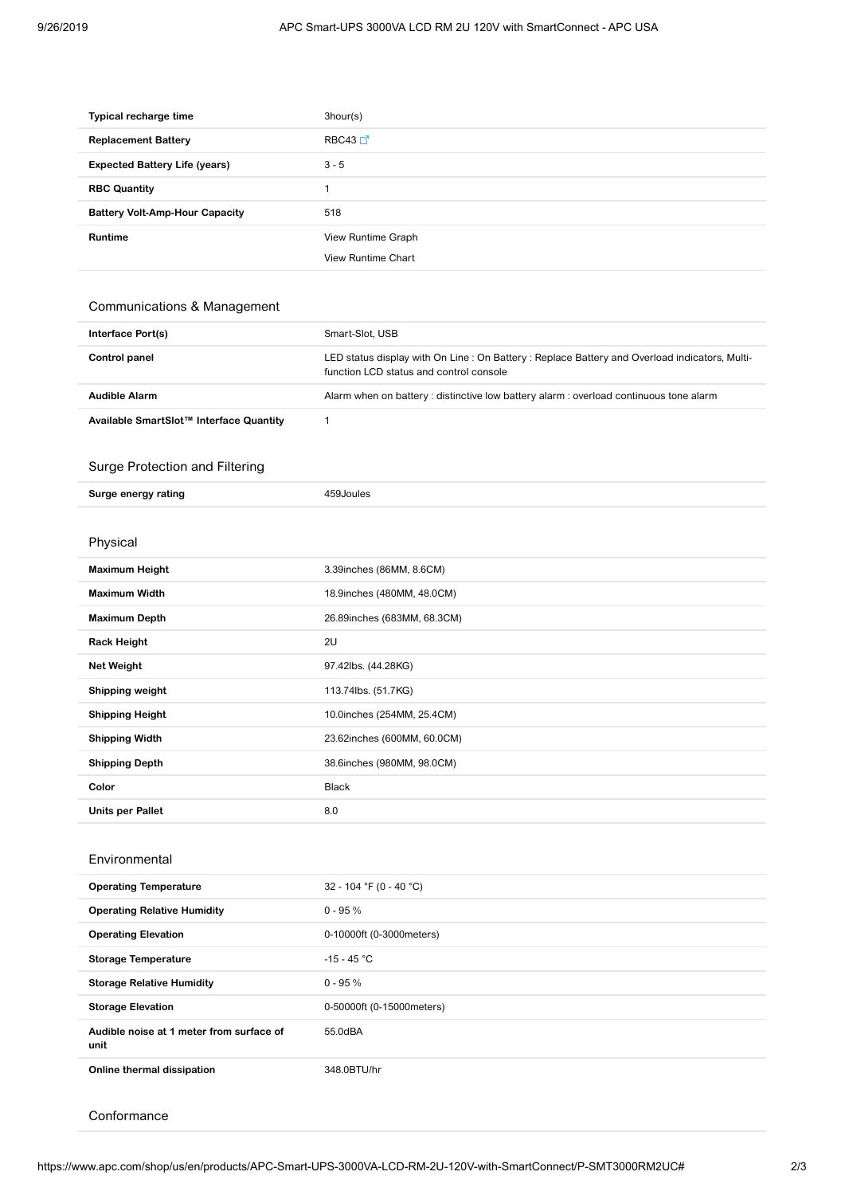| | |
|---|---|
| **Typical recharge time** | 3hour(s) |
| **Replacement Battery** | RBC43 |
| **Expected Battery Life (years)** | 3 - 5 |
| **RBC Quantity** | 1 |
| **Battery Volt-Amp-Hour Capacity** | 518 |
| **Runtime** | View Runtime Graph<br>View Runtime Chart |

## Communications & Management

| | |
|---|---|
| **Interface Port(s)** | Smart-Slot, USB |
| **Control panel** | LED status display with On Line : On Battery : Replace Battery and Overload indicators, Multi-function LCD status and control console |
| **Audible Alarm** | Alarm when on battery : distinctive low battery alarm : overload continuous tone alarm |
| **Available SmartSlot™ Interface Quantity** | 1 |

## Surge Protection and Filtering

| | |
|---|---|
| **Surge energy rating** | 459Joules |

## Physical

| | |
|---|---|
| **Maximum Height** | 3.39inches (86MM, 8.6CM) |
| **Maximum Width** | 18.9inches (480MM, 48.0CM) |
| **Maximum Depth** | 26.89inches (683MM, 68.3CM) |
| **Rack Height** | 2U |
| **Net Weight** | 97.42lbs. (44.28KG) |
| **Shipping weight** | 113.74lbs. (51.7KG) |
| **Shipping Height** | 10.0inches (254MM, 25.4CM) |
| **Shipping Width** | 23.62inches (600MM, 60.0CM) |
| **Shipping Depth** | 38.6inches (980MM, 98.0CM) |
| **Color** | Black |
| **Units per Pallet** | 8.0 |

## Environmental

| | |
|---|---|
| **Operating Temperature** | 32 - 104 °F (0 - 40 °C) |
| **Operating Relative Humidity** | 0 - 95 % |
| **Operating Elevation** | 0-10000ft (0-3000meters) |
| **Storage Temperature** | -15 - 45 °C |
| **Storage Relative Humidity** | 0 - 95 % |
| **Storage Elevation** | 0-50000ft (0-15000meters) |
| **Audible noise at 1 meter from surface of unit** | 55.0dBA |
| **Online thermal dissipation** | 348.0BTU/hr |

## Conformance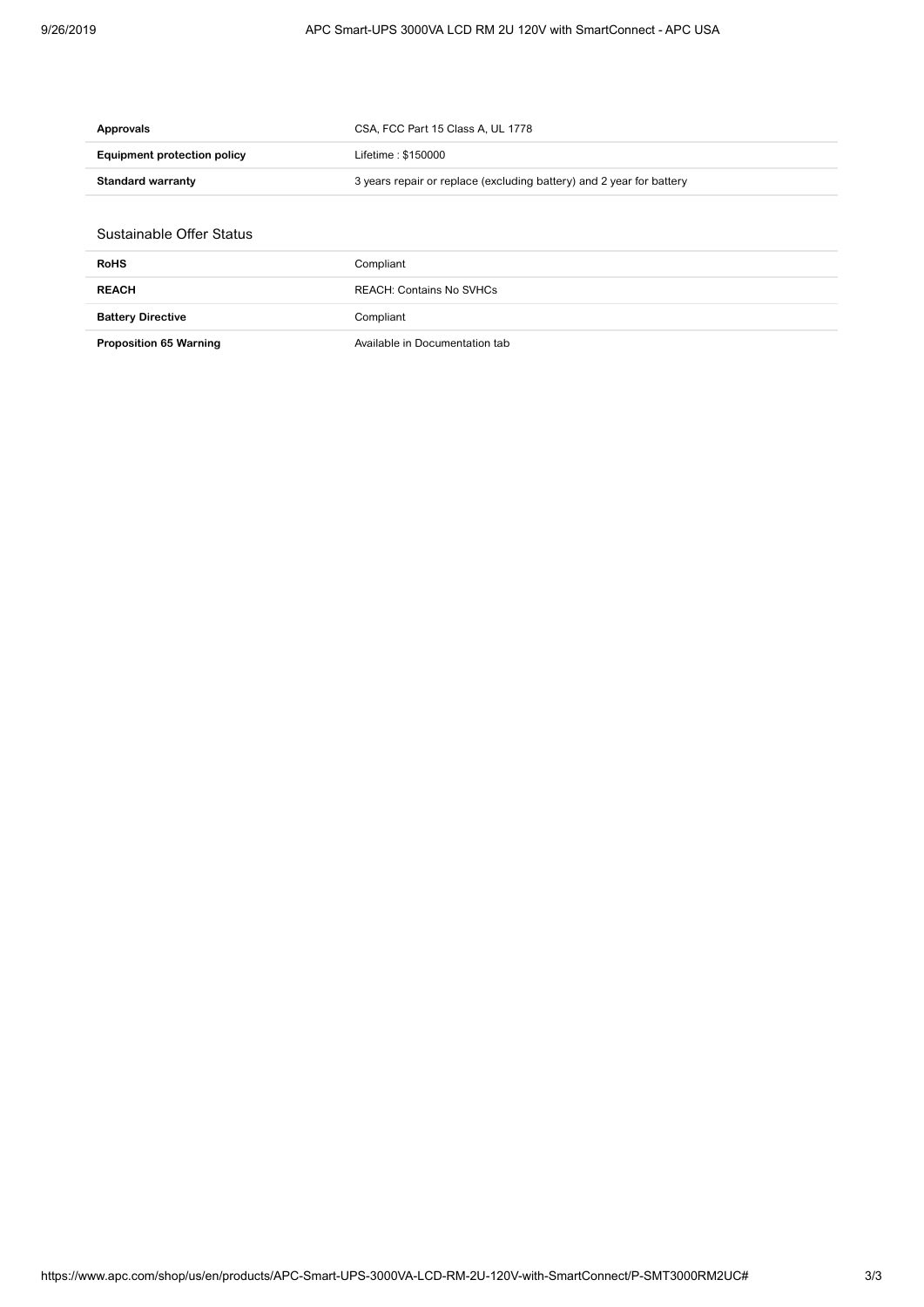| | |
|---|---|
| **Approvals** | CSA, FCC Part 15 Class A, UL 1778 |
| **Equipment protection policy** | Lifetime : $150000 |
| **Standard warranty** | 3 years repair or replace (excluding battery) and 2 year for battery |

## Sustainable Offer Status

| | |
|---|---|
| **RoHS** | Compliant |
| **REACH** | REACH: Contains No SVHCs |
| **Battery Directive** | Compliant |
| **Proposition 65 Warning** | Available in Documentation tab |